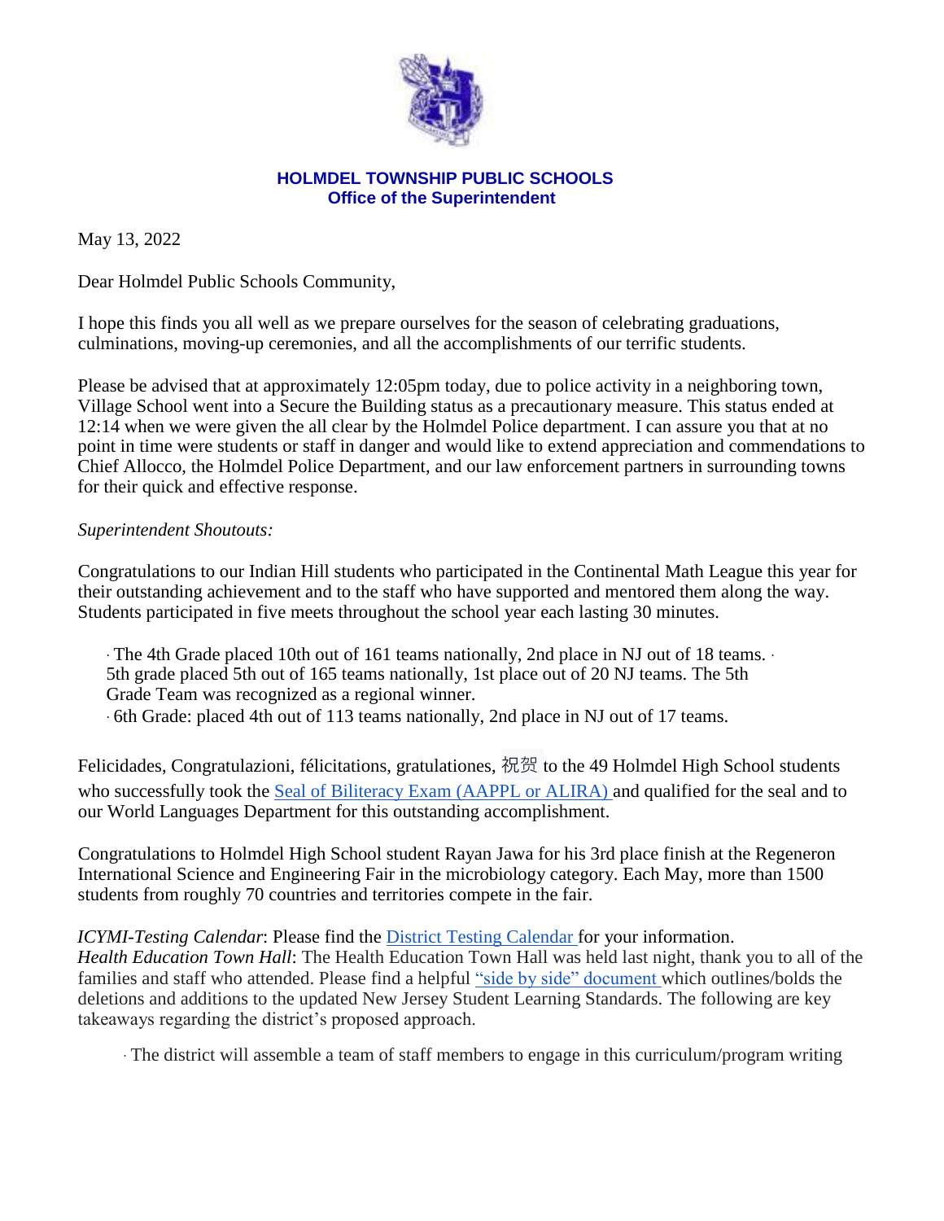**HOLMDEL TOWNSHIP PUBLIC SCHOOLS**
**Office of the Superintendent**

May 13, 2022

Dear Holmdel Public Schools Community,

I hope this finds you all well as we prepare ourselves for the season of celebrating graduations, culminations, moving-up ceremonies, and all the accomplishments of our terrific students.

Please be advised that at approximately 12:05pm today, due to police activity in a neighboring town, Village School went into a Secure the Building status as a precautionary measure. This status ended at 12:14 when we were given the all clear by the Holmdel Police department. I can assure you that at no point in time were students or staff in danger and would like to extend appreciation and commendations to Chief Allocco, the Holmdel Police Department, and our law enforcement partners in surrounding towns for their quick and effective response.

*Superintendent Shoutouts:*

Congratulations to our Indian Hill students who participated in the Continental Math League this year for their outstanding achievement and to the staff who have supported and mentored them along the way. Students participated in five meets throughout the school year each lasting 30 minutes.

- The 4th Grade placed 10th out of 161 teams nationally, 2nd place in NJ out of 18 teams.
- 5th grade placed 5th out of 165 teams nationally, 1st place out of 20 NJ teams. The 5th Grade Team was recognized as a regional winner.
- 6th Grade: placed 4th out of 113 teams nationally, 2nd place in NJ out of 17 teams.

Felicidades, Congratulazioni, félicitations, gratulationes, 祝贺 to the 49 Holmdel High School students who successfully took the Seal of Biliteracy Exam (AAPPL or ALIRA) and qualified for the seal and to our World Languages Department for this outstanding accomplishment.

Congratulations to Holmdel High School student Rayan Jawa for his 3rd place finish at the Regeneron International Science and Engineering Fair in the microbiology category. Each May, more than 1500 students from roughly 70 countries and territories compete in the fair.

*ICYMI-Testing Calendar*: Please find the District Testing Calendar for your information.
*Health Education Town Hall*: The Health Education Town Hall was held last night, thank you to all of the families and staff who attended. Please find a helpful "side by side" document which outlines/bolds the deletions and additions to the updated New Jersey Student Learning Standards. The following are key takeaways regarding the district's proposed approach.

- The district will assemble a team of staff members to engage in this curriculum/program writing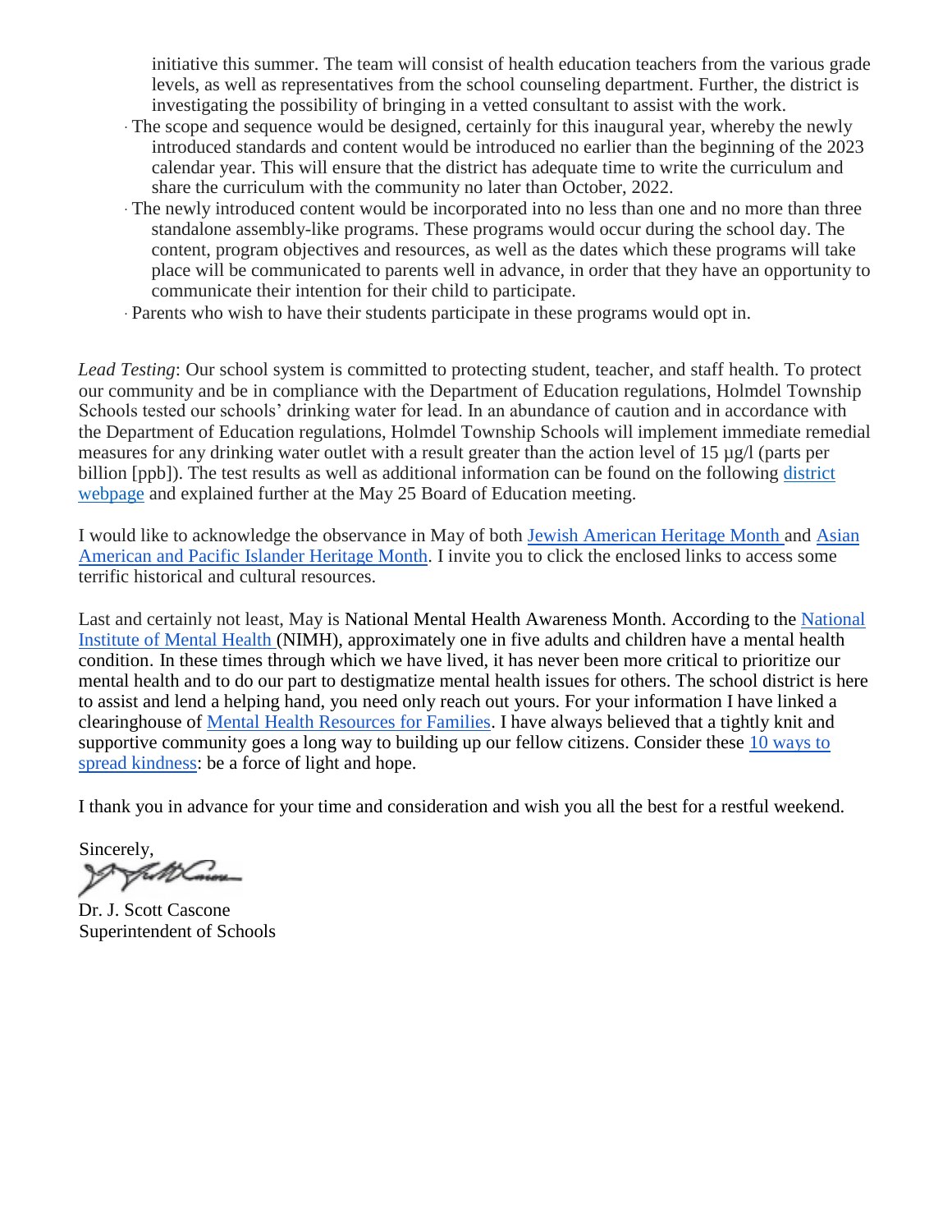initiative this summer. The team will consist of health education teachers from the various grade levels, as well as representatives from the school counseling department. Further, the district is investigating the possibility of bringing in a vetted consultant to assist with the work.

- The scope and sequence would be designed, certainly for this inaugural year, whereby the newly introduced standards and content would be introduced no earlier than the beginning of the 2023 calendar year. This will ensure that the district has adequate time to write the curriculum and share the curriculum with the community no later than October, 2022.
- The newly introduced content would be incorporated into no less than one and no more than three standalone assembly-like programs. These programs would occur during the school day. The content, program objectives and resources, as well as the dates which these programs will take place will be communicated to parents well in advance, in order that they have an opportunity to communicate their intention for their child to participate.
- Parents who wish to have their students participate in these programs would opt in.

*Lead Testing*: Our school system is committed to protecting student, teacher, and staff health. To protect our community and be in compliance with the Department of Education regulations, Holmdel Township Schools tested our schools' drinking water for lead. In an abundance of caution and in accordance with the Department of Education regulations, Holmdel Township Schools will implement immediate remedial measures for any drinking water outlet with a result greater than the action level of 15 µg/l (parts per billion [ppb]). The test results as well as additional information can be found on the following district webpage and explained further at the May 25 Board of Education meeting.

I would like to acknowledge the observance in May of both Jewish American Heritage Month and Asian American and Pacific Islander Heritage Month. I invite you to click the enclosed links to access some terrific historical and cultural resources.

Last and certainly not least, May is National Mental Health Awareness Month. According to the National Institute of Mental Health (NIMH), approximately one in five adults and children have a mental health condition. In these times through which we have lived, it has never been more critical to prioritize our mental health and to do our part to destigmatize mental health issues for others. The school district is here to assist and lend a helping hand, you need only reach out yours. For your information I have linked a clearinghouse of Mental Health Resources for Families. I have always believed that a tightly knit and supportive community goes a long way to building up our fellow citizens. Consider these 10 ways to spread kindness: be a force of light and hope.

I thank you in advance for your time and consideration and wish you all the best for a restful weekend.

Sincerely,

Dr. J. Scott Cascone
Superintendent of Schools